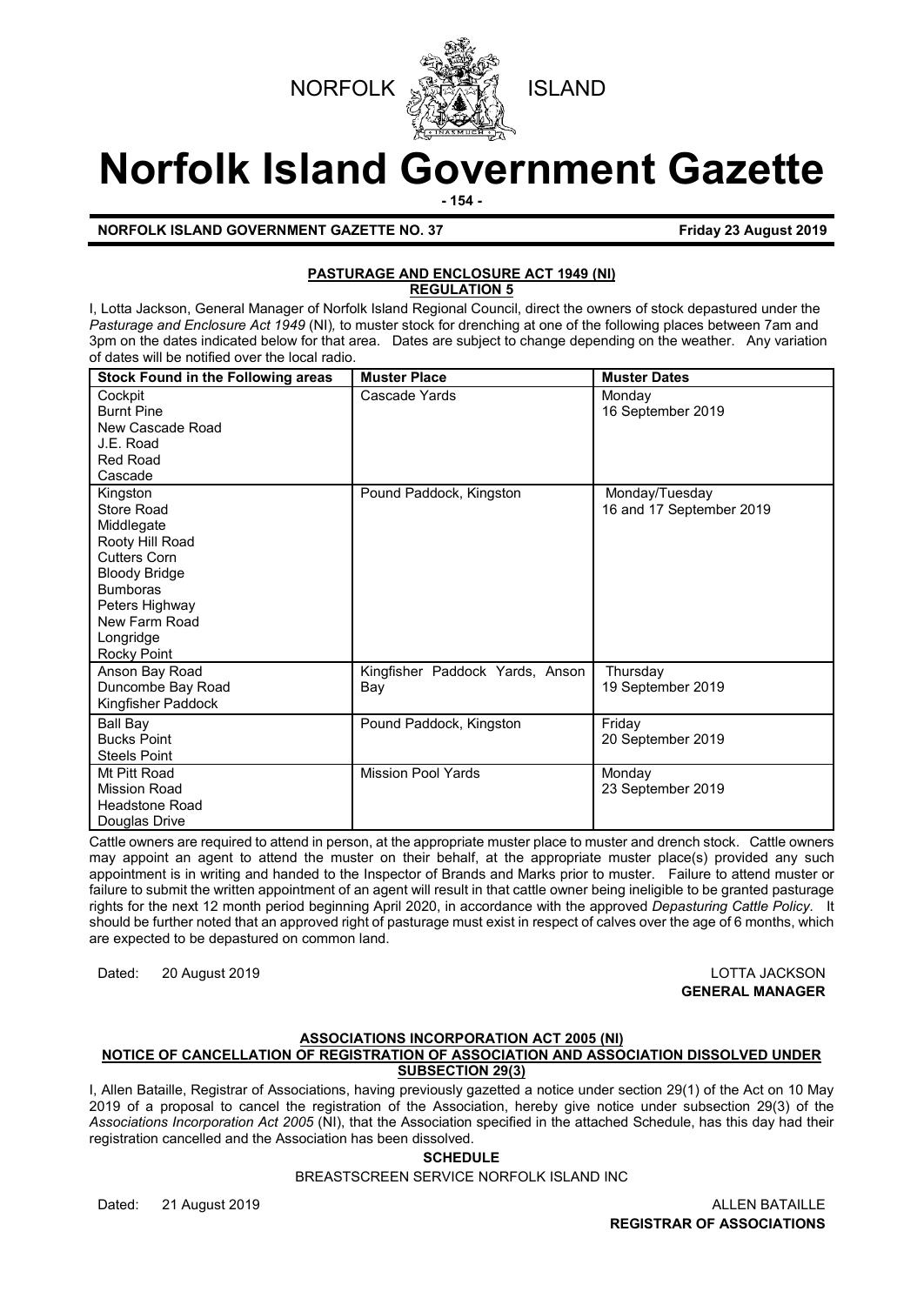NORFOLK ISLAND

# Norfolk Island Government Gazette

**NORFOLK ISLAND GOVERNMENT GAZETTE NO. 37** **Friday 23 August 2019**

## PASTURAGE AND ENCLOSURE ACT 1949 (NI)
### REGULATION 5

I, Lotta Jackson, General Manager of Norfolk Island Regional Council, direct the owners of stock depastured under the *Pasturage and Enclosure Act 1949* (NI), to muster stock for drenching at one of the following places between 7am and 3pm on the dates indicated below for that area. Dates are subject to change depending on the weather. Any variation of dates will be notified over the local radio.

| Stock Found in the Following areas | Muster Place | Muster Dates |
|---|---|---|
| Cockpit<br>Burnt Pine<br>New Cascade Road<br>J.E. Road<br>Red Road<br>Cascade | Cascade Yards | Monday<br>16 September 2019 |
| Kingston<br>Store Road<br>Middlegate<br>Rooty Hill Road<br>Cutters Corn<br>Bloody Bridge<br>Bumboras<br>Peters Highway<br>New Farm Road<br>Longridge<br>Rocky Point | Pound Paddock, Kingston | Monday/Tuesday<br>16 and 17 September 2019 |
| Anson Bay Road<br>Duncombe Bay Road<br>Kingfisher Paddock | Kingfisher Paddock Yards, Anson Bay | Thursday<br>19 September 2019 |
| Ball Bay<br>Bucks Point<br>Steels Point | Pound Paddock, Kingston | Friday<br>20 September 2019 |
| Mt Pitt Road<br>Mission Road<br>Headstone Road<br>Douglas Drive | Mission Pool Yards | Monday<br>23 September 2019 |

Cattle owners are required to attend in person, at the appropriate muster place to muster and drench stock. Cattle owners may appoint an agent to attend the muster on their behalf, at the appropriate muster place(s) provided any such appointment is in writing and handed to the Inspector of Brands and Marks prior to muster. Failure to attend muster or failure to submit the written appointment of an agent will result in that cattle owner being ineligible to be granted pasturage rights for the next 12 month period beginning April 2020, in accordance with the approved *Depasturing Cattle Policy*. It should be further noted that an approved right of pasturage must exist in respect of calves over the age of 6 months, which are expected to be depastured on common land.

Dated: 20 August 2019

LOTTA JACKSON
**GENERAL MANAGER**

## ASSOCIATIONS INCORPORATION ACT 2005 (NI)
### NOTICE OF CANCELLATION OF REGISTRATION OF ASSOCIATION AND ASSOCIATION DISSOLVED UNDER SUBSECTION 29(3)

I, Allen Bataille, Registrar of Associations, having previously gazetted a notice under section 29(1) of the Act on 10 May 2019 of a proposal to cancel the registration of the Association, hereby give notice under subsection 29(3) of the *Associations Incorporation Act 2005* (NI), that the Association specified in the attached Schedule, has this day had their registration cancelled and the Association has been dissolved.

**SCHEDULE**

BREASTSCREEN SERVICE NORFOLK ISLAND INC

Dated: 21 August 2019

ALLEN BATAILLE
**REGISTRAR OF ASSOCIATIONS**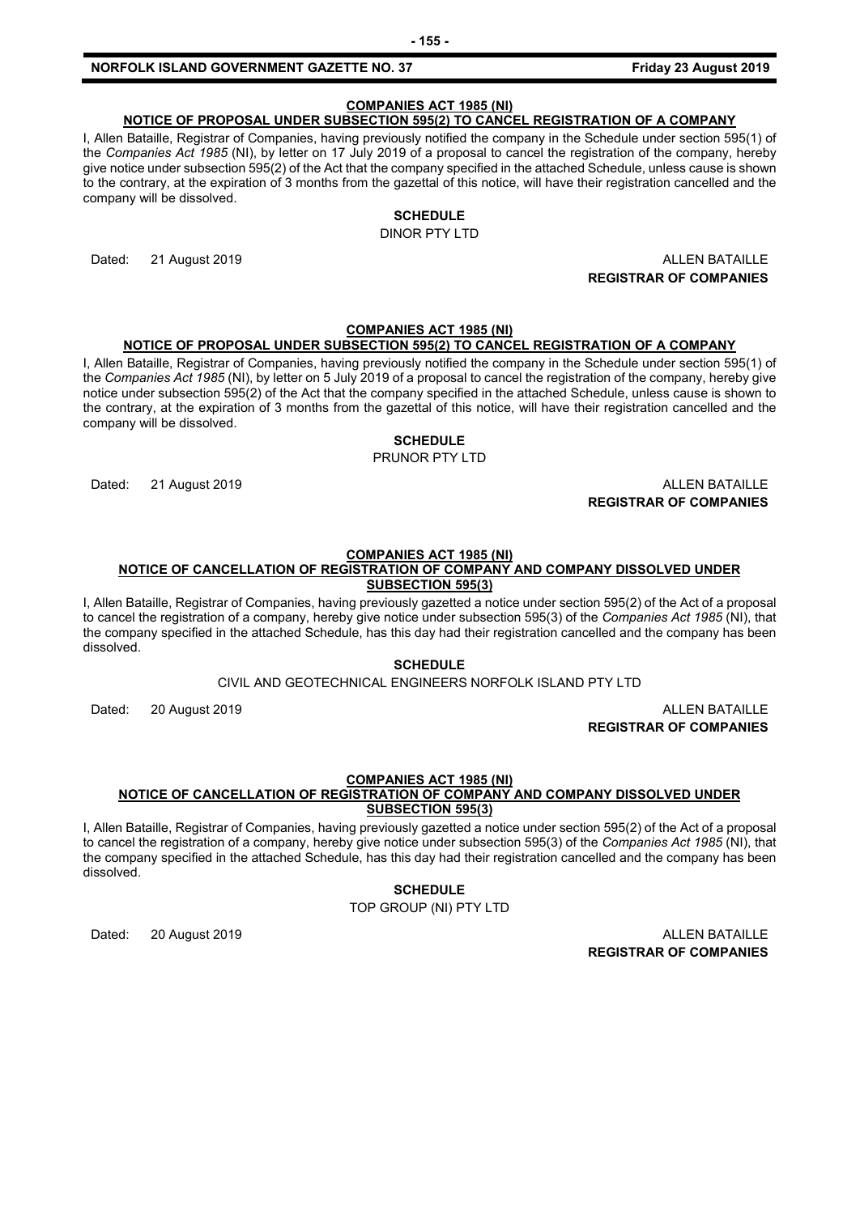**COMPANIES ACT 1985 (NI)**

**NOTICE OF PROPOSAL UNDER SUBSECTION 595(2) TO CANCEL REGISTRATION OF A COMPANY**

I, Allen Bataille, Registrar of Companies, having previously notified the company in the Schedule under section 595(1) of the *Companies Act 1985* (NI), by letter on 17 July 2019 of a proposal to cancel the registration of the company, hereby give notice under subsection 595(2) of the Act that the company specified in the attached Schedule, unless cause is shown to the contrary, at the expiration of 3 months from the gazettal of this notice, will have their registration cancelled and the company will be dissolved.

**SCHEDULE**

DINOR PTY LTD

Dated: 21 August 2019

ALLEN BATAILLE
**REGISTRAR OF COMPANIES**

**COMPANIES ACT 1985 (NI)**

**NOTICE OF PROPOSAL UNDER SUBSECTION 595(2) TO CANCEL REGISTRATION OF A COMPANY**

I, Allen Bataille, Registrar of Companies, having previously notified the company in the Schedule under section 595(1) of the *Companies Act 1985* (NI), by letter on 5 July 2019 of a proposal to cancel the registration of the company, hereby give notice under subsection 595(2) of the Act that the company specified in the attached Schedule, unless cause is shown to the contrary, at the expiration of 3 months from the gazettal of this notice, will have their registration cancelled and the company will be dissolved.

**SCHEDULE**

PRUNOR PTY LTD

Dated: 21 August 2019

ALLEN BATAILLE
**REGISTRAR OF COMPANIES**

**COMPANIES ACT 1985 (NI)**

**NOTICE OF CANCELLATION OF REGISTRATION OF COMPANY AND COMPANY DISSOLVED UNDER SUBSECTION 595(3)**

I, Allen Bataille, Registrar of Companies, having previously gazetted a notice under section 595(2) of the Act of a proposal to cancel the registration of a company, hereby give notice under subsection 595(3) of the *Companies Act 1985* (NI), that the company specified in the attached Schedule, has this day had their registration cancelled and the company has been dissolved.

**SCHEDULE**

CIVIL AND GEOTECHNICAL ENGINEERS NORFOLK ISLAND PTY LTD

Dated: 20 August 2019

ALLEN BATAILLE
**REGISTRAR OF COMPANIES**

**COMPANIES ACT 1985 (NI)**

**NOTICE OF CANCELLATION OF REGISTRATION OF COMPANY AND COMPANY DISSOLVED UNDER SUBSECTION 595(3)**

I, Allen Bataille, Registrar of Companies, having previously gazetted a notice under section 595(2) of the Act of a proposal to cancel the registration of a company, hereby give notice under subsection 595(3) of the *Companies Act 1985* (NI), that the company specified in the attached Schedule, has this day had their registration cancelled and the company has been dissolved.

**SCHEDULE**

TOP GROUP (NI) PTY LTD

Dated: 20 August 2019

ALLEN BATAILLE
**REGISTRAR OF COMPANIES**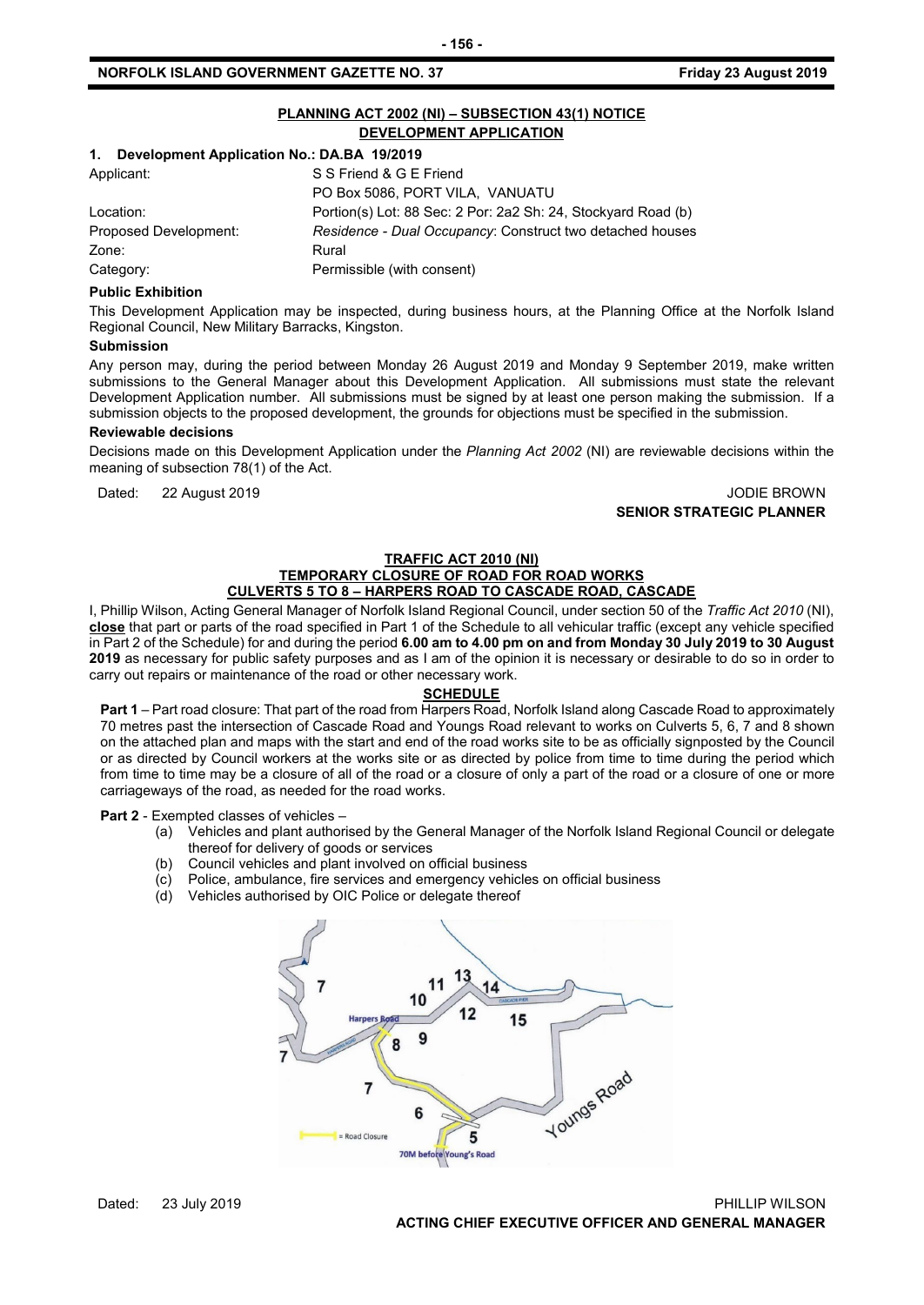## PLANNING ACT 2002 (NI) – SUBSECTION 43(1) NOTICE
## DEVELOPMENT APPLICATION

### 1. Development Application No.: DA.BA 19/2019

| | |
|---|---|
| Applicant: | S S Friend & G E Friend |
| | PO Box 5086, PORT VILA, VANUATU |
| Location: | Portion(s) Lot: 88 Sec: 2 Por: 2a2 Sh: 24, Stockyard Road (b) |
| Proposed Development: | *Residence - Dual Occupancy*: Construct two detached houses |
| Zone: | Rural |
| Category: | Permissible (with consent) |

**Public Exhibition**

This Development Application may be inspected, during business hours, at the Planning Office at the Norfolk Island Regional Council, New Military Barracks, Kingston.

**Submission**

Any person may, during the period between Monday 26 August 2019 and Monday 9 September 2019, make written submissions to the General Manager about this Development Application. All submissions must state the relevant Development Application number. All submissions must be signed by at least one person making the submission. If a submission objects to the proposed development, the grounds for objections must be specified in the submission.

**Reviewable decisions**

Decisions made on this Development Application under the *Planning Act 2002* (NI) are reviewable decisions within the meaning of subsection 78(1) of the Act.

Dated: 22 August 2019

JODIE BROWN
**SENIOR STRATEGIC PLANNER**

## TRAFFIC ACT 2010 (NI)
## TEMPORARY CLOSURE OF ROAD FOR ROAD WORKS
## CULVERTS 5 TO 8 – HARPERS ROAD TO CASCADE ROAD, CASCADE

I, Phillip Wilson, Acting General Manager of Norfolk Island Regional Council, under section 50 of the *Traffic Act 2010* (NI), **close** that part or parts of the road specified in Part 1 of the Schedule to all vehicular traffic (except any vehicle specified in Part 2 of the Schedule) for and during the period **6.00 am to 4.00 pm on and from Monday 30 July 2019 to 30 August 2019** as necessary for public safety purposes and as I am of the opinion it is necessary or desirable to do so in order to carry out repairs or maintenance of the road or other necessary work.

**SCHEDULE**

**Part 1** – Part road closure: That part of the road from Harpers Road, Norfolk Island along Cascade Road to approximately 70 metres past the intersection of Cascade Road and Youngs Road relevant to works on Culverts 5, 6, 7 and 8 shown on the attached plan and maps with the start and end of the road works site to be as officially signposted by the Council or as directed by Council workers at the works site or as directed by police from time to time during the period which from time to time may be a closure of all of the road or a closure of only a part of the road or a closure of one or more carriageways of the road, as needed for the road works.

**Part 2** - Exempted classes of vehicles –

(a) Vehicles and plant authorised by the General Manager of the Norfolk Island Regional Council or delegate thereof for delivery of goods or services
(b) Council vehicles and plant involved on official business
(c) Police, ambulance, fire services and emergency vehicles on official business
(d) Vehicles authorised by OIC Police or delegate thereof

Dated: 23 July 2019

PHILLIP WILSON
**ACTING CHIEF EXECUTIVE OFFICER AND GENERAL MANAGER**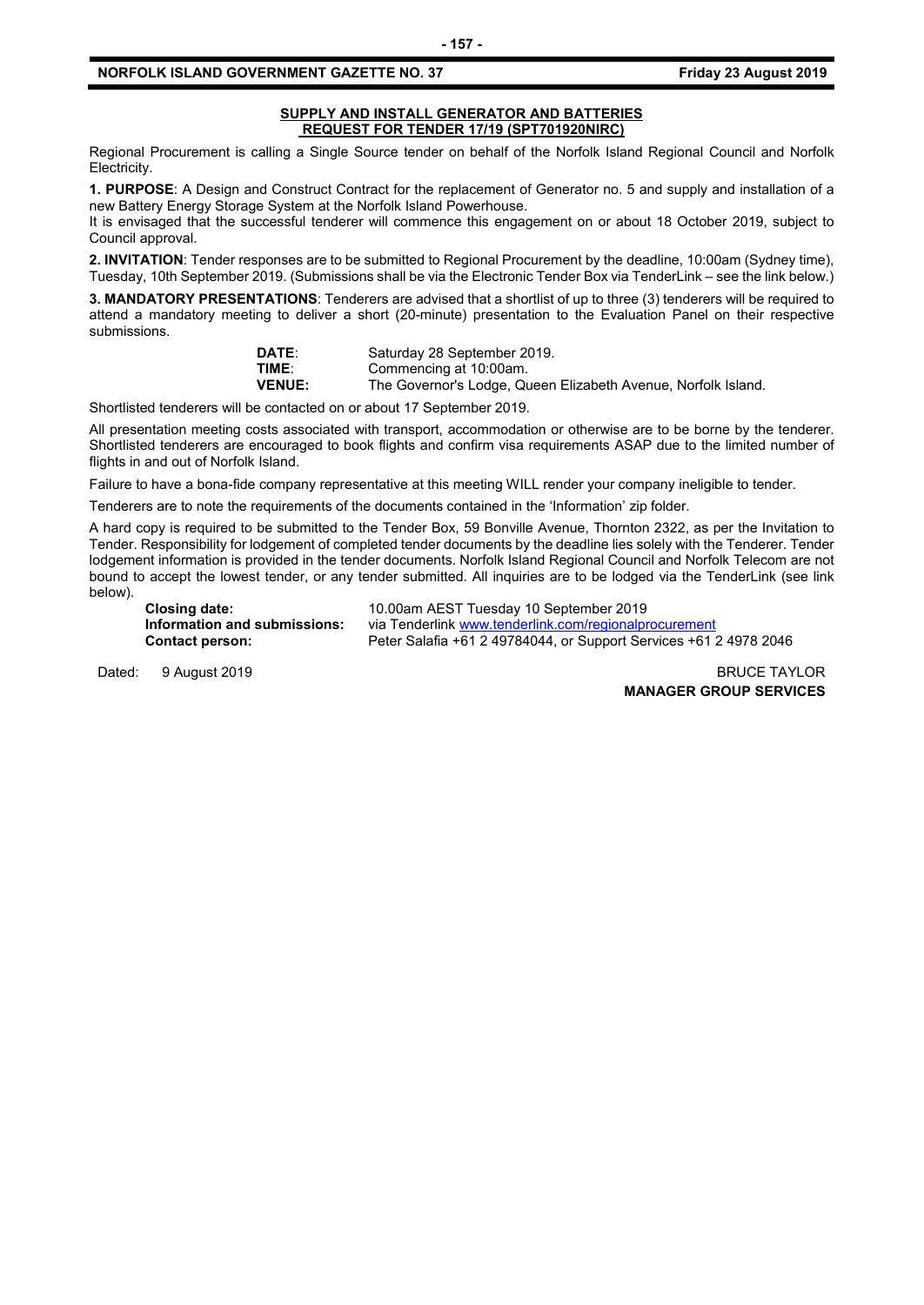## SUPPLY AND INSTALL GENERATOR AND BATTERIES
## REQUEST FOR TENDER 17/19 (SPT701920NIRC)

Regional Procurement is calling a Single Source tender on behalf of the Norfolk Island Regional Council and Norfolk Electricity.

**1. PURPOSE**: A Design and Construct Contract for the replacement of Generator no. 5 and supply and installation of a new Battery Energy Storage System at the Norfolk Island Powerhouse.

It is envisaged that the successful tenderer will commence this engagement on or about 18 October 2019, subject to Council approval.

**2. INVITATION**: Tender responses are to be submitted to Regional Procurement by the deadline, 10:00am (Sydney time), Tuesday, 10th September 2019. (Submissions shall be via the Electronic Tender Box via TenderLink – see the link below.)

**3. MANDATORY PRESENTATIONS**: Tenderers are advised that a shortlist of up to three (3) tenderers will be required to attend a mandatory meeting to deliver a short (20-minute) presentation to the Evaluation Panel on their respective submissions.

| | |
|---|---|
| **DATE**: | Saturday 28 September 2019. |
| **TIME**: | Commencing at 10:00am. |
| **VENUE:** | The Governor's Lodge, Queen Elizabeth Avenue, Norfolk Island. |

Shortlisted tenderers will be contacted on or about 17 September 2019.

All presentation meeting costs associated with transport, accommodation or otherwise are to be borne by the tenderer. Shortlisted tenderers are encouraged to book flights and confirm visa requirements ASAP due to the limited number of flights in and out of Norfolk Island.

Failure to have a bona-fide company representative at this meeting WILL render your company ineligible to tender.

Tenderers are to note the requirements of the documents contained in the 'Information' zip folder.

A hard copy is required to be submitted to the Tender Box, 59 Bonville Avenue, Thornton 2322, as per the Invitation to Tender. Responsibility for lodgement of completed tender documents by the deadline lies solely with the Tenderer. Tender lodgement information is provided in the tender documents. Norfolk Island Regional Council and Norfolk Telecom are not bound to accept the lowest tender, or any tender submitted. All inquiries are to be lodged via the TenderLink (see link below).

| | |
|---|---|
| **Closing date:** | 10.00am AEST Tuesday 10 September 2019 |
| **Information and submissions:** | via Tenderlink www.tenderlink.com/regionalprocurement |
| **Contact person:** | Peter Salafia +61 2 49784044, or Support Services +61 2 4978 2046 |

Dated: 9 August 2019

BRUCE TAYLOR
**MANAGER GROUP SERVICES**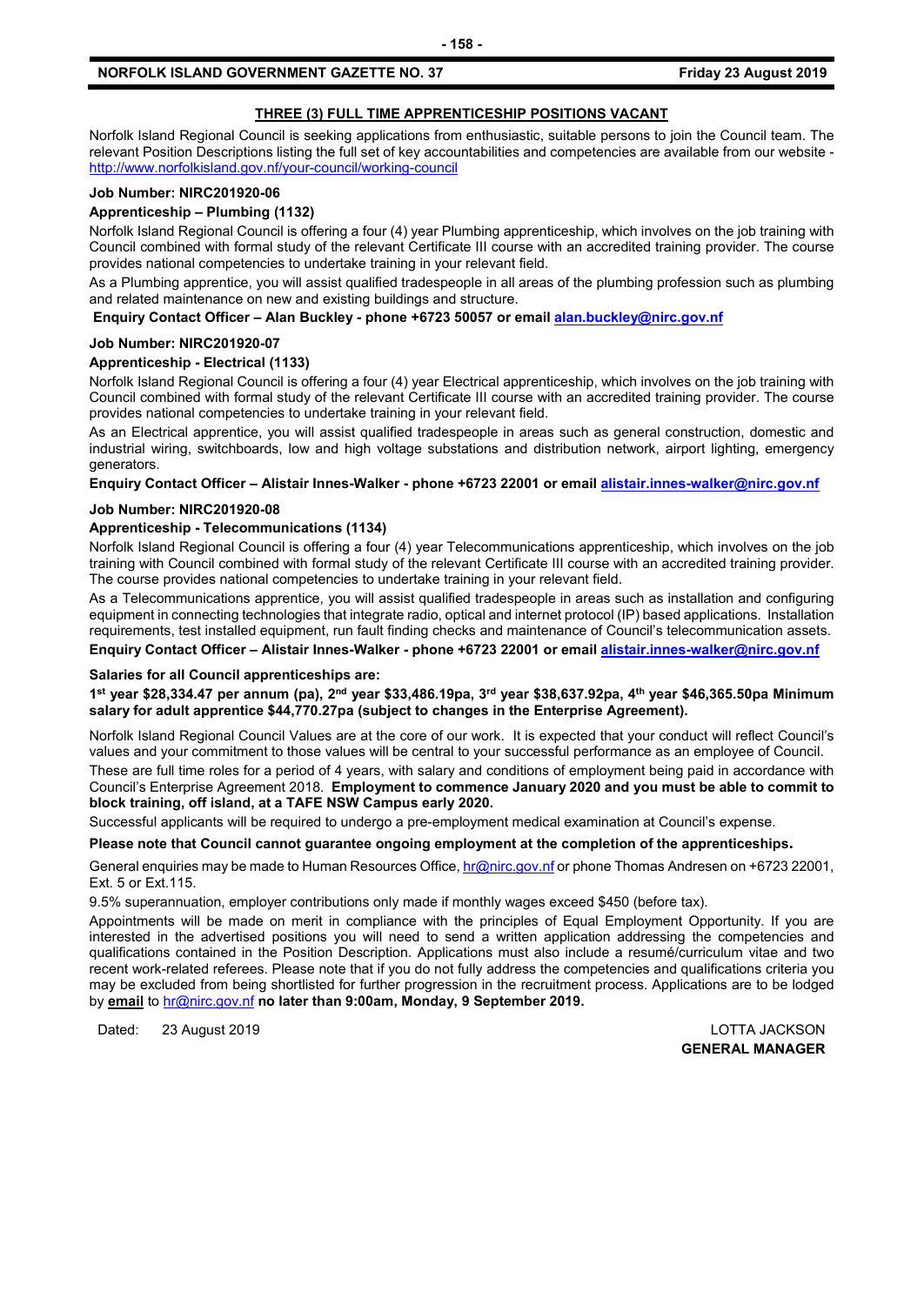## THREE (3) FULL TIME APPRENTICESHIP POSITIONS VACANT

Norfolk Island Regional Council is seeking applications from enthusiastic, suitable persons to join the Council team. The relevant Position Descriptions listing the full set of key accountabilities and competencies are available from our website - http://www.norfolkisland.gov.nf/your-council/working-council

**Job Number: NIRC201920-06**

**Apprenticeship – Plumbing (1132)**

Norfolk Island Regional Council is offering a four (4) year Plumbing apprenticeship, which involves on the job training with Council combined with formal study of the relevant Certificate III course with an accredited training provider. The course provides national competencies to undertake training in your relevant field.

As a Plumbing apprentice, you will assist qualified tradespeople in all areas of the plumbing profession such as plumbing and related maintenance on new and existing buildings and structure.

**Enquiry Contact Officer – Alan Buckley - phone +6723 50057 or email alan.buckley@nirc.gov.nf**

**Job Number: NIRC201920-07**

**Apprenticeship - Electrical (1133)**

Norfolk Island Regional Council is offering a four (4) year Electrical apprenticeship, which involves on the job training with Council combined with formal study of the relevant Certificate III course with an accredited training provider. The course provides national competencies to undertake training in your relevant field.

As an Electrical apprentice, you will assist qualified tradespeople in areas such as general construction, domestic and industrial wiring, switchboards, low and high voltage substations and distribution network, airport lighting, emergency generators.

**Enquiry Contact Officer – Alistair Innes-Walker - phone +6723 22001 or email alistair.innes-walker@nirc.gov.nf**

**Job Number: NIRC201920-08**

**Apprenticeship - Telecommunications (1134)**

Norfolk Island Regional Council is offering a four (4) year Telecommunications apprenticeship, which involves on the job training with Council combined with formal study of the relevant Certificate III course with an accredited training provider. The course provides national competencies to undertake training in your relevant field.

As a Telecommunications apprentice, you will assist qualified tradespeople in areas such as installation and configuring equipment in connecting technologies that integrate radio, optical and internet protocol (IP) based applications. Installation requirements, test installed equipment, run fault finding checks and maintenance of Council's telecommunication assets.

**Enquiry Contact Officer – Alistair Innes-Walker - phone +6723 22001 or email alistair.innes-walker@nirc.gov.nf**

**Salaries for all Council apprenticeships are:**

**1st year $28,334.47 per annum (pa), 2nd year $33,486.19pa, 3rd year $38,637.92pa, 4th year $46,365.50pa Minimum salary for adult apprentice $44,770.27pa (subject to changes in the Enterprise Agreement).**

Norfolk Island Regional Council Values are at the core of our work. It is expected that your conduct will reflect Council's values and your commitment to those values will be central to your successful performance as an employee of Council.

These are full time roles for a period of 4 years, with salary and conditions of employment being paid in accordance with Council's Enterprise Agreement 2018. **Employment to commence January 2020 and you must be able to commit to block training, off island, at a TAFE NSW Campus early 2020.**

Successful applicants will be required to undergo a pre-employment medical examination at Council's expense.

**Please note that Council cannot guarantee ongoing employment at the completion of the apprenticeships.**

General enquiries may be made to Human Resources Office, hr@nirc.gov.nf or phone Thomas Andresen on +6723 22001, Ext. 5 or Ext.115.

9.5% superannuation, employer contributions only made if monthly wages exceed $450 (before tax).

Appointments will be made on merit in compliance with the principles of Equal Employment Opportunity. If you are interested in the advertised positions you will need to send a written application addressing the competencies and qualifications contained in the Position Description. Applications must also include a resumé/curriculum vitae and two recent work-related referees. Please note that if you do not fully address the competencies and qualifications criteria you may be excluded from being shortlisted for further progression in the recruitment process. Applications are to be lodged by **email** to hr@nirc.gov.nf **no later than 9:00am, Monday, 9 September 2019.**

Dated: 23 August 2019

LOTTA JACKSON
**GENERAL MANAGER**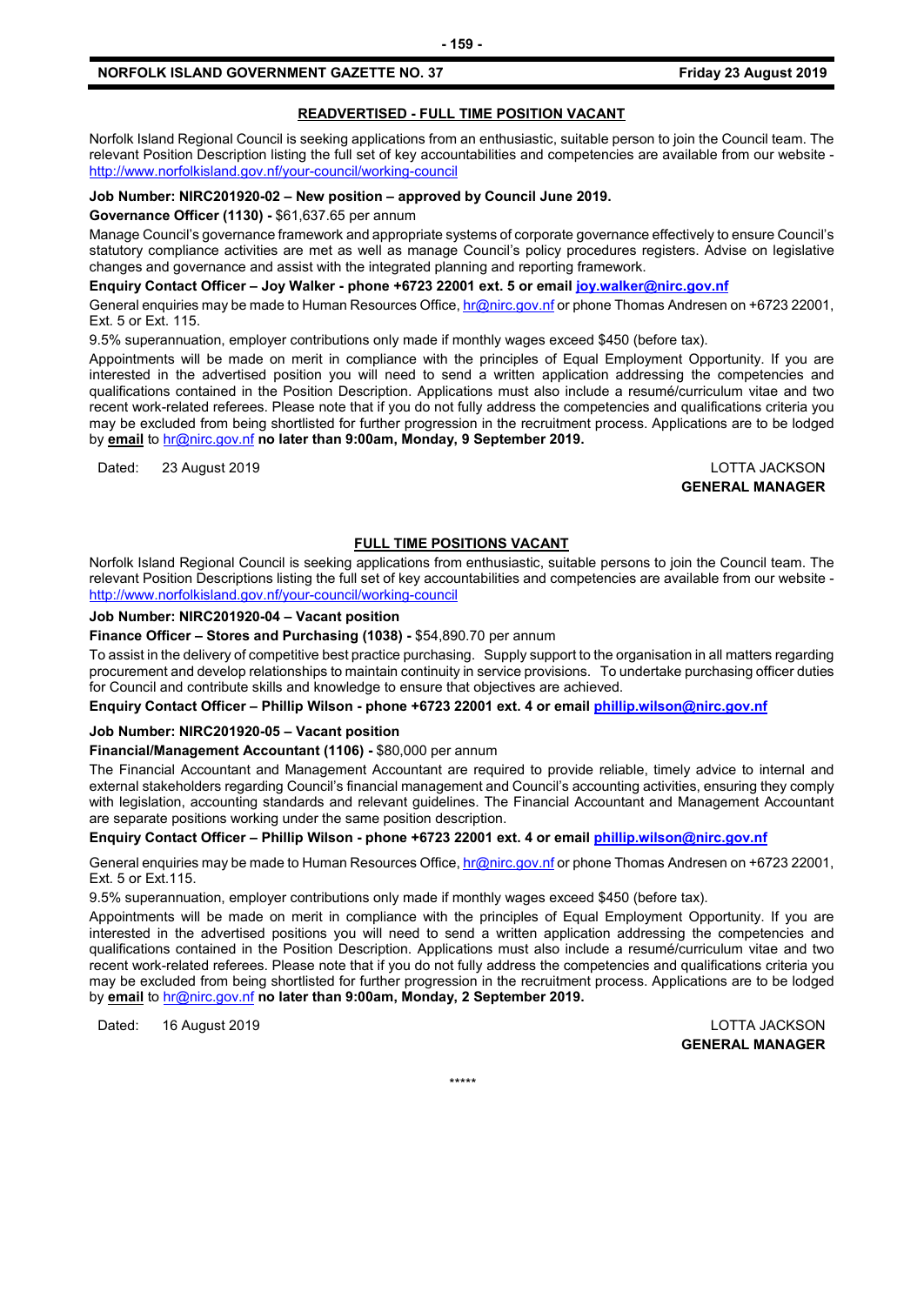## READVERTISED - FULL TIME POSITION VACANT

Norfolk Island Regional Council is seeking applications from an enthusiastic, suitable person to join the Council team. The relevant Position Description listing the full set of key accountabilities and competencies are available from our website - http://www.norfolkisland.gov.nf/your-council/working-council

**Job Number: NIRC201920-02 – New position – approved by Council June 2019.**

**Governance Officer (1130) -** $61,637.65 per annum

Manage Council's governance framework and appropriate systems of corporate governance effectively to ensure Council's statutory compliance activities are met as well as manage Council's policy procedures registers. Advise on legislative changes and governance and assist with the integrated planning and reporting framework.

**Enquiry Contact Officer – Joy Walker - phone +6723 22001 ext. 5 or email joy.walker@nirc.gov.nf**

General enquiries may be made to Human Resources Office, hr@nirc.gov.nf or phone Thomas Andresen on +6723 22001, Ext. 5 or Ext. 115.

9.5% superannuation, employer contributions only made if monthly wages exceed $450 (before tax).

Appointments will be made on merit in compliance with the principles of Equal Employment Opportunity. If you are interested in the advertised position you will need to send a written application addressing the competencies and qualifications contained in the Position Description. Applications must also include a resumé/curriculum vitae and two recent work-related referees. Please note that if you do not fully address the competencies and qualifications criteria you may be excluded from being shortlisted for further progression in the recruitment process. Applications are to be lodged by **email** to hr@nirc.gov.nf **no later than 9:00am, Monday, 9 September 2019.**

Dated: 23 August 2019

LOTTA JACKSON
**GENERAL MANAGER**

## FULL TIME POSITIONS VACANT

Norfolk Island Regional Council is seeking applications from enthusiastic, suitable persons to join the Council team. The relevant Position Descriptions listing the full set of key accountabilities and competencies are available from our website - http://www.norfolkisland.gov.nf/your-council/working-council

**Job Number: NIRC201920-04 – Vacant position**

**Finance Officer – Stores and Purchasing (1038) -** $54,890.70 per annum

To assist in the delivery of competitive best practice purchasing. Supply support to the organisation in all matters regarding procurement and develop relationships to maintain continuity in service provisions. To undertake purchasing officer duties for Council and contribute skills and knowledge to ensure that objectives are achieved.

**Enquiry Contact Officer – Phillip Wilson - phone +6723 22001 ext. 4 or email phillip.wilson@nirc.gov.nf**

**Job Number: NIRC201920-05 – Vacant position**

**Financial/Management Accountant (1106) -** $80,000 per annum

The Financial Accountant and Management Accountant are required to provide reliable, timely advice to internal and external stakeholders regarding Council's financial management and Council's accounting activities, ensuring they comply with legislation, accounting standards and relevant guidelines. The Financial Accountant and Management Accountant are separate positions working under the same position description.

**Enquiry Contact Officer – Phillip Wilson - phone +6723 22001 ext. 4 or email phillip.wilson@nirc.gov.nf**

General enquiries may be made to Human Resources Office, hr@nirc.gov.nf or phone Thomas Andresen on +6723 22001, Ext. 5 or Ext.115.

9.5% superannuation, employer contributions only made if monthly wages exceed $450 (before tax).

Appointments will be made on merit in compliance with the principles of Equal Employment Opportunity. If you are interested in the advertised positions you will need to send a written application addressing the competencies and qualifications contained in the Position Description. Applications must also include a resumé/curriculum vitae and two recent work-related referees. Please note that if you do not fully address the competencies and qualifications criteria you may be excluded from being shortlisted for further progression in the recruitment process. Applications are to be lodged by **email** to hr@nirc.gov.nf **no later than 9:00am, Monday, 2 September 2019.**

Dated: 16 August 2019

LOTTA JACKSON
**GENERAL MANAGER**

*****